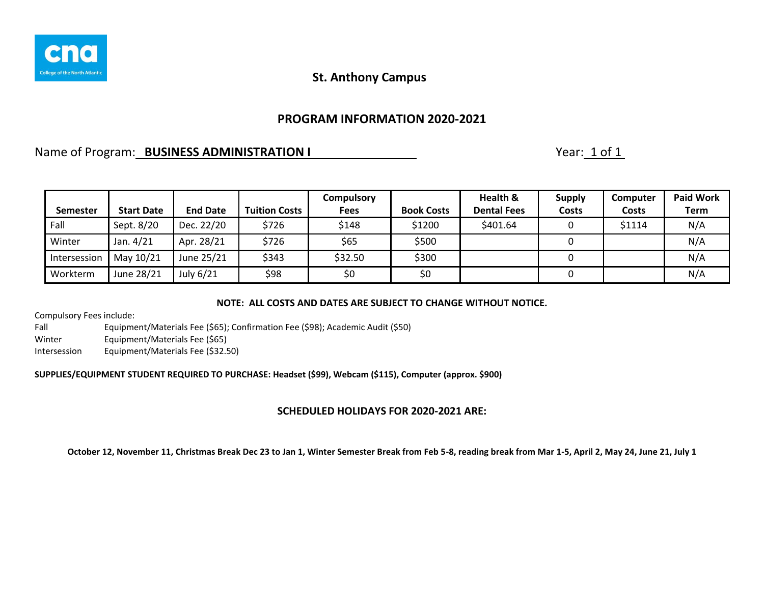St. Anthony Campus

## PROGRAM INFORMATION 2020-2021

Name of Program: **BUSINESS ADMINISTRATION I** Year: 1 of 1

| Semester | Start Date | End Date | Tuition Costs | Compulsory Fees | Book Costs | Health & Dental Fees | Supply Costs | Computer Costs | Paid Work Term |
|---|---|---|---|---|---|---|---|---|---|
| Fall | Sept. 8/20 | Dec. 22/20 | $726 | $148 | $1200 | $401.64 | 0 | $1114 | N/A |
| Winter | Jan. 4/21 | Apr. 28/21 | $726 | $65 | $500 | | 0 | | N/A |
| Intersession | May 10/21 | June 25/21 | $343 | $32.50 | $300 | | 0 | | N/A |
| Workterm | June 28/21 | July 6/21 | $98 | $0 | $0 | | 0 | | N/A |

**NOTE: ALL COSTS AND DATES ARE SUBJECT TO CHANGE WITHOUT NOTICE.**

Compulsory Fees include:

Fall Equipment/Materials Fee ($65); Confirmation Fee ($98); Academic Audit ($50)

Winter Equipment/Materials Fee ($65)

Intersession Equipment/Materials Fee ($32.50)

**SUPPLIES/EQUIPMENT STUDENT REQUIRED TO PURCHASE: Headset ($99), Webcam ($115), Computer (approx. $900)**

### SCHEDULED HOLIDAYS FOR 2020-2021 ARE:

**October 12, November 11, Christmas Break Dec 23 to Jan 1, Winter Semester Break from Feb 5-8, reading break from Mar 1-5, April 2, May 24, June 21, July 1**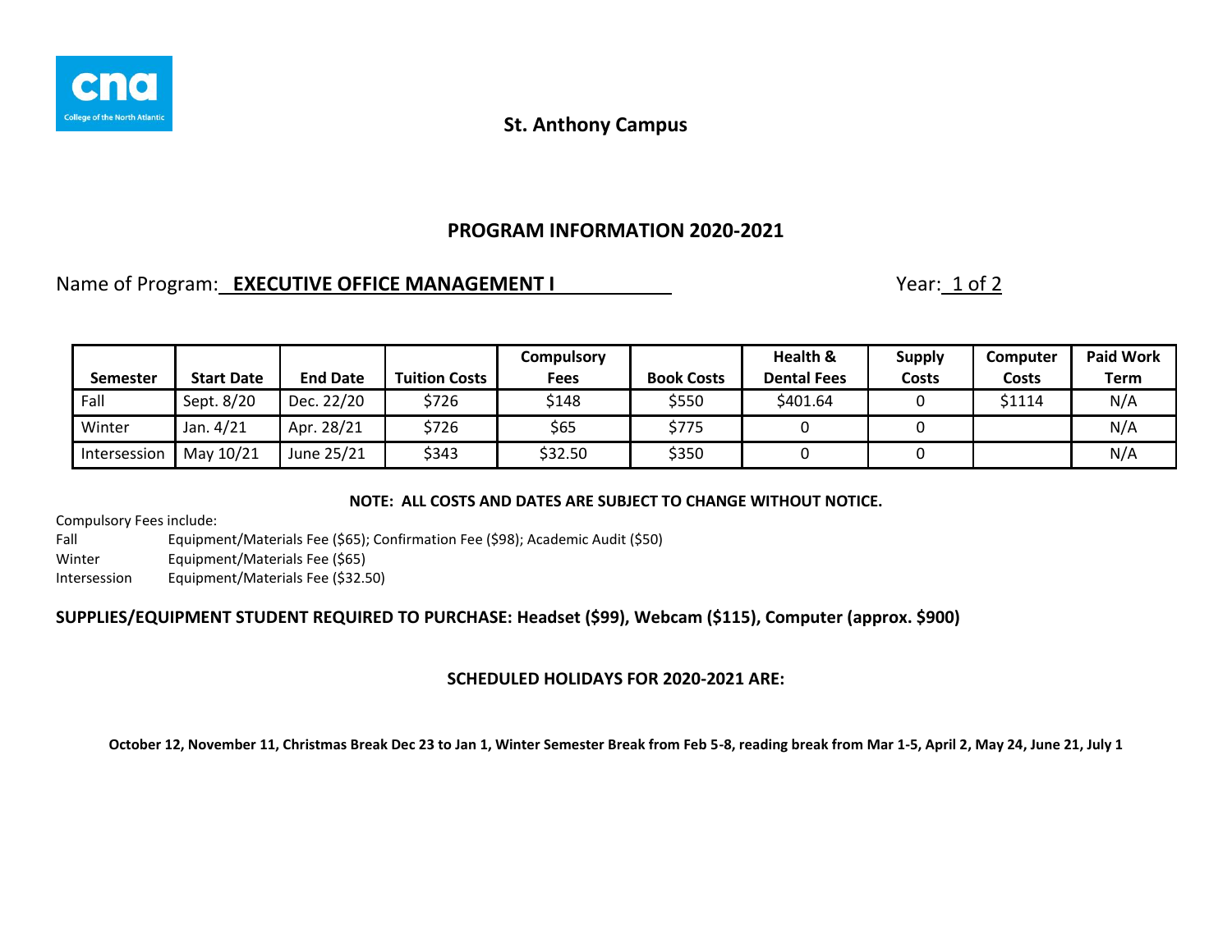St. Anthony Campus

## PROGRAM INFORMATION 2020-2021

Name of Program: **EXECUTIVE OFFICE MANAGEMENT I** Year: 1 of 2

| Semester | Start Date | End Date | Tuition Costs | Compulsory Fees | Book Costs | Health & Dental Fees | Supply Costs | Computer Costs | Paid Work Term |
|---|---|---|---|---|---|---|---|---|---|
| Fall | Sept. 8/20 | Dec. 22/20 | $726 | $148 | $550 | $401.64 | 0 | $1114 | N/A |
| Winter | Jan. 4/21 | Apr. 28/21 | $726 | $65 | $775 | 0 | 0 | | N/A |
| Intersession | May 10/21 | June 25/21 | $343 | $32.50 | $350 | 0 | 0 | | N/A |

**NOTE: ALL COSTS AND DATES ARE SUBJECT TO CHANGE WITHOUT NOTICE.**

Compulsory Fees include:

Fall Equipment/Materials Fee ($65); Confirmation Fee ($98); Academic Audit ($50)

Winter Equipment/Materials Fee ($65)

Intersession Equipment/Materials Fee ($32.50)

**SUPPLIES/EQUIPMENT STUDENT REQUIRED TO PURCHASE: Headset ($99), Webcam ($115), Computer (approx. $900)**

**SCHEDULED HOLIDAYS FOR 2020-2021 ARE:**

**October 12, November 11, Christmas Break Dec 23 to Jan 1, Winter Semester Break from Feb 5-8, reading break from Mar 1-5, April 2, May 24, June 21, July 1**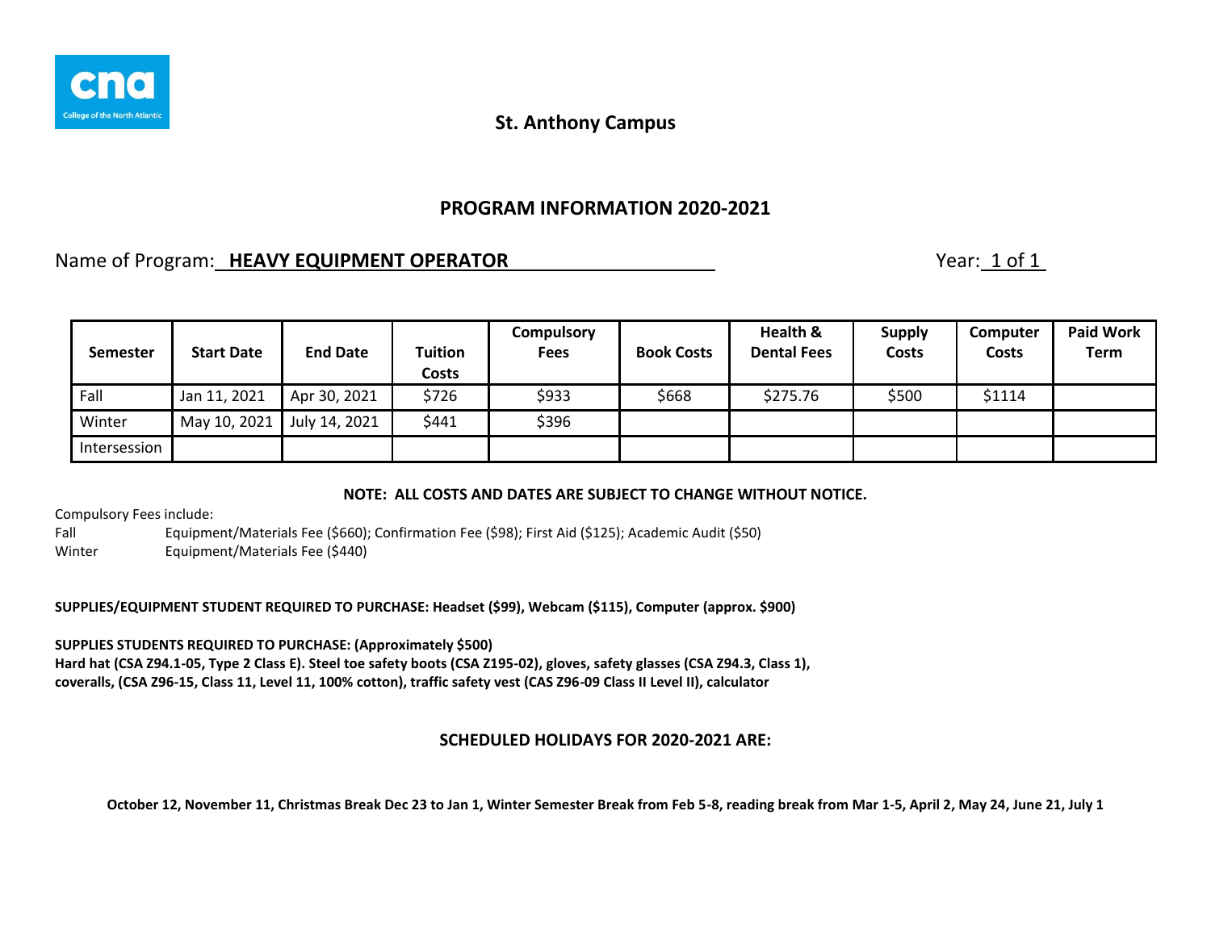St. Anthony Campus

## PROGRAM INFORMATION 2020-2021

Name of Program: **HEAVY EQUIPMENT OPERATOR** Year: 1 of 1

| Semester | Start Date | End Date | Tuition Costs | Compulsory Fees | Book Costs | Health & Dental Fees | Supply Costs | Computer Costs | Paid Work Term |
|---|---|---|---|---|---|---|---|---|---|
| Fall | Jan 11, 2021 | Apr 30, 2021 | $726 | $933 | $668 | $275.76 | $500 | $1114 | |
| Winter | May 10, 2021 | July 14, 2021 | $441 | $396 | | | | | |
| Intersession | | | | | | | | | |

**NOTE: ALL COSTS AND DATES ARE SUBJECT TO CHANGE WITHOUT NOTICE.**

Compulsory Fees include:

Fall Equipment/Materials Fee ($660); Confirmation Fee ($98); First Aid ($125); Academic Audit ($50)

Winter Equipment/Materials Fee ($440)

**SUPPLIES/EQUIPMENT STUDENT REQUIRED TO PURCHASE: Headset ($99), Webcam ($115), Computer (approx. $900)**

**SUPPLIES STUDENTS REQUIRED TO PURCHASE: (Approximately $500)**
**Hard hat (CSA Z94.1-05, Type 2 Class E). Steel toe safety boots (CSA Z195-02), gloves, safety glasses (CSA Z94.3, Class 1), coveralls, (CSA Z96-15, Class 11, Level 11, 100% cotton), traffic safety vest (CAS Z96-09 Class II Level II), calculator**

### SCHEDULED HOLIDAYS FOR 2020-2021 ARE:

**October 12, November 11, Christmas Break Dec 23 to Jan 1, Winter Semester Break from Feb 5-8, reading break from Mar 1-5, April 2, May 24, June 21, July 1**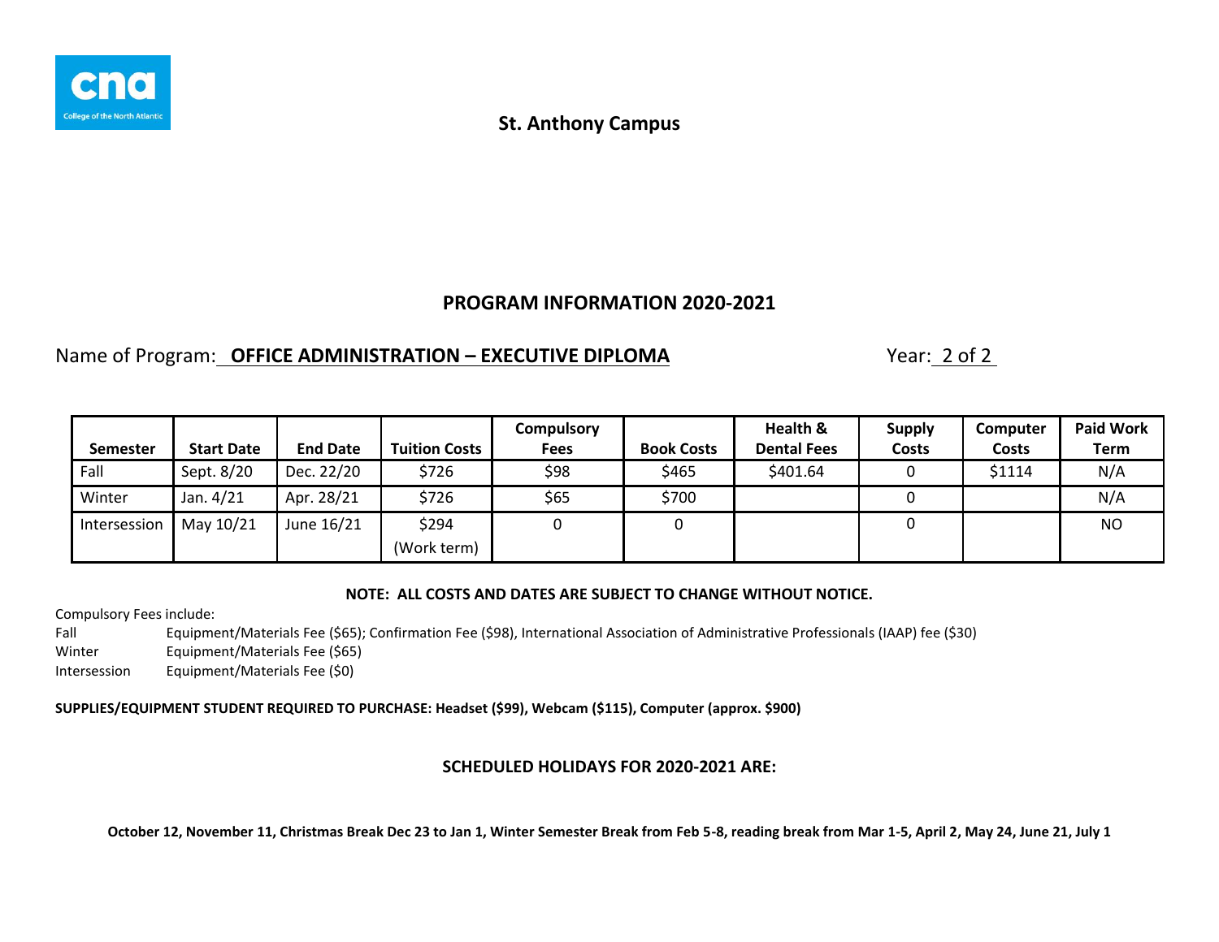St. Anthony Campus

## PROGRAM INFORMATION 2020-2021

Name of Program: **OFFICE ADMINISTRATION – EXECUTIVE DIPLOMA** Year: 2 of 2

| Semester | Start Date | End Date | Tuition Costs | Compulsory Fees | Book Costs | Health & Dental Fees | Supply Costs | Computer Costs | Paid Work Term |
|---|---|---|---|---|---|---|---|---|---|
| Fall | Sept. 8/20 | Dec. 22/20 | $726 | $98 | $465 | $401.64 | 0 | $1114 | N/A |
| Winter | Jan. 4/21 | Apr. 28/21 | $726 | $65 | $700 | | 0 | | N/A |
| Intersession | May 10/21 | June 16/21 | $294 (Work term) | 0 | 0 | | 0 | | NO |

**NOTE: ALL COSTS AND DATES ARE SUBJECT TO CHANGE WITHOUT NOTICE.**

Compulsory Fees include:

Fall Equipment/Materials Fee ($65); Confirmation Fee ($98), International Association of Administrative Professionals (IAAP) fee ($30)

Winter Equipment/Materials Fee ($65)

Intersession Equipment/Materials Fee ($0)

**SUPPLIES/EQUIPMENT STUDENT REQUIRED TO PURCHASE: Headset ($99), Webcam ($115), Computer (approx. $900)**

## SCHEDULED HOLIDAYS FOR 2020-2021 ARE:

**October 12, November 11, Christmas Break Dec 23 to Jan 1, Winter Semester Break from Feb 5-8, reading break from Mar 1-5, April 2, May 24, June 21, July 1**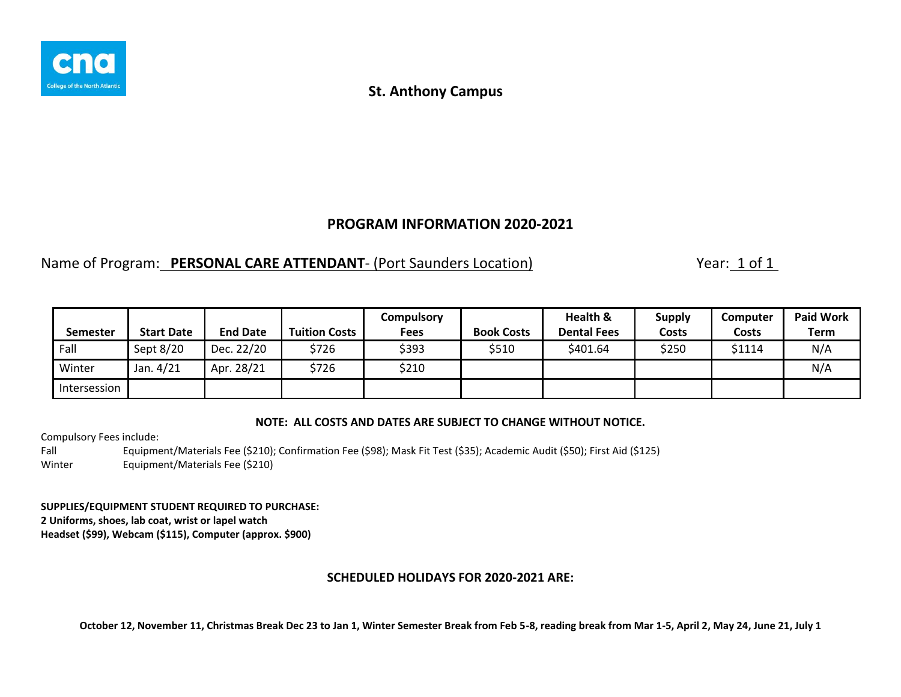St. Anthony Campus

## PROGRAM INFORMATION 2020-2021

Name of Program: **PERSONAL CARE ATTENDANT**- (Port Saunders Location) Year: 1 of 1

| Semester | Start Date | End Date | Tuition Costs | Compulsory Fees | Book Costs | Health & Dental Fees | Supply Costs | Computer Costs | Paid Work Term |
|---|---|---|---|---|---|---|---|---|---|
| Fall | Sept 8/20 | Dec. 22/20 | $726 | $393 | $510 | $401.64 | $250 | $1114 | N/A |
| Winter | Jan. 4/21 | Apr. 28/21 | $726 | $210 | | | | | N/A |
| Intersession | | | | | | | | | |

**NOTE: ALL COSTS AND DATES ARE SUBJECT TO CHANGE WITHOUT NOTICE.**

Compulsory Fees include:

Fall Equipment/Materials Fee ($210); Confirmation Fee ($98); Mask Fit Test ($35); Academic Audit ($50); First Aid ($125)

Winter Equipment/Materials Fee ($210)

**SUPPLIES/EQUIPMENT STUDENT REQUIRED TO PURCHASE:**
**2 Uniforms, shoes, lab coat, wrist or lapel watch**
**Headset ($99), Webcam ($115), Computer (approx. $900)**

**SCHEDULED HOLIDAYS FOR 2020-2021 ARE:**

**October 12, November 11, Christmas Break Dec 23 to Jan 1, Winter Semester Break from Feb 5-8, reading break from Mar 1-5, April 2, May 24, June 21, July 1**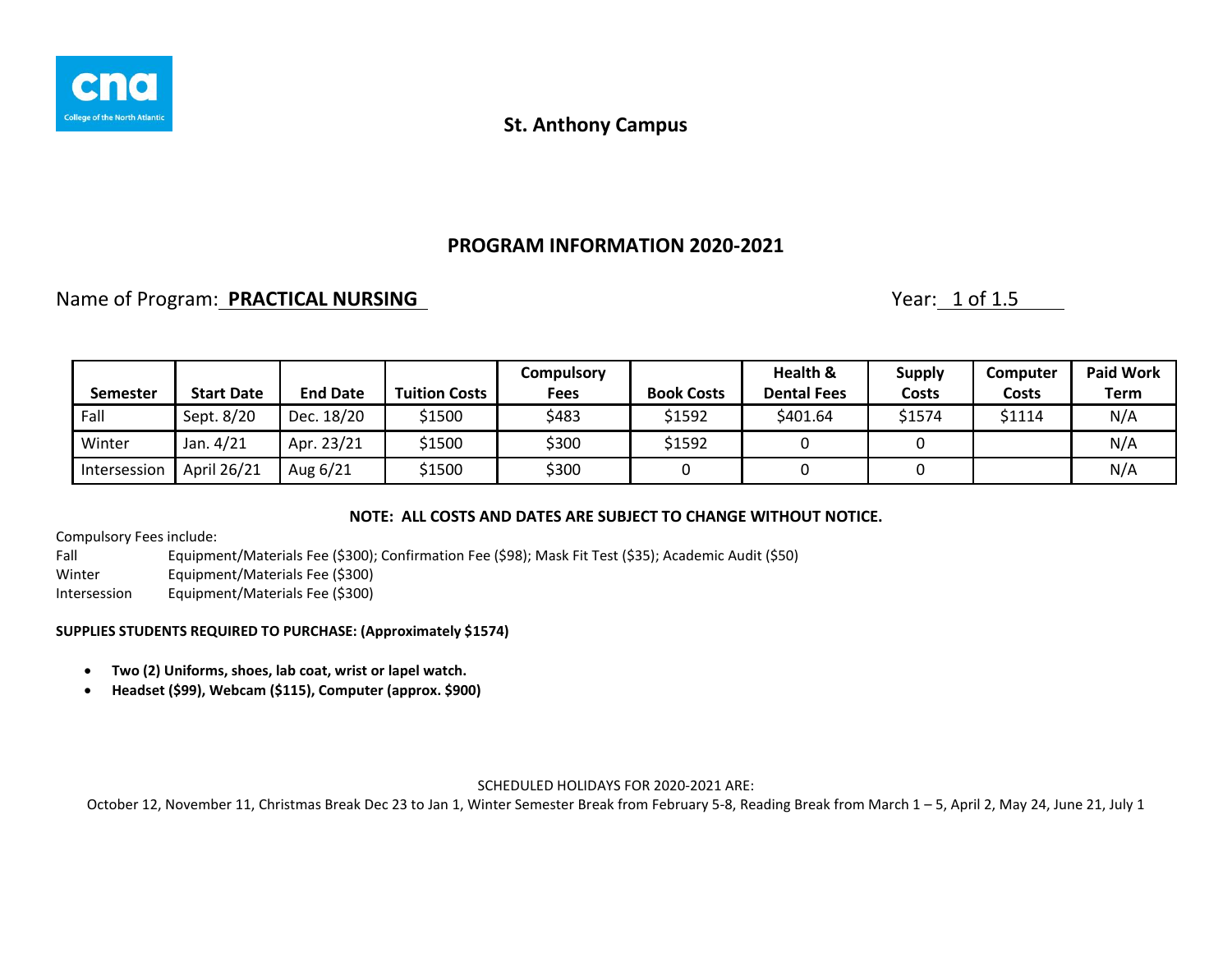St. Anthony Campus

## PROGRAM INFORMATION 2020-2021

Name of Program: **PRACTICAL NURSING** Year: 1 of 1.5

| Semester | Start Date | End Date | Tuition Costs | Compulsory Fees | Book Costs | Health & Dental Fees | Supply Costs | Computer Costs | Paid Work Term |
|---|---|---|---|---|---|---|---|---|---|
| Fall | Sept. 8/20 | Dec. 18/20 | $1500 | $483 | $1592 | $401.64 | $1574 | $1114 | N/A |
| Winter | Jan. 4/21 | Apr. 23/21 | $1500 | $300 | $1592 | 0 | 0 | | N/A |
| Intersession | April 26/21 | Aug 6/21 | $1500 | $300 | 0 | 0 | 0 | | N/A |

**NOTE: ALL COSTS AND DATES ARE SUBJECT TO CHANGE WITHOUT NOTICE.**

Compulsory Fees include:
Fall Equipment/Materials Fee ($300); Confirmation Fee ($98); Mask Fit Test ($35); Academic Audit ($50)
Winter Equipment/Materials Fee ($300)
Intersession Equipment/Materials Fee ($300)

**SUPPLIES STUDENTS REQUIRED TO PURCHASE: (Approximately $1574)**

- **Two (2) Uniforms, shoes, lab coat, wrist or lapel watch.**
- **Headset ($99), Webcam ($115), Computer (approx. $900)**

SCHEDULED HOLIDAYS FOR 2020-2021 ARE:
October 12, November 11, Christmas Break Dec 23 to Jan 1, Winter Semester Break from February 5-8, Reading Break from March 1 – 5, April 2, May 24, June 21, July 1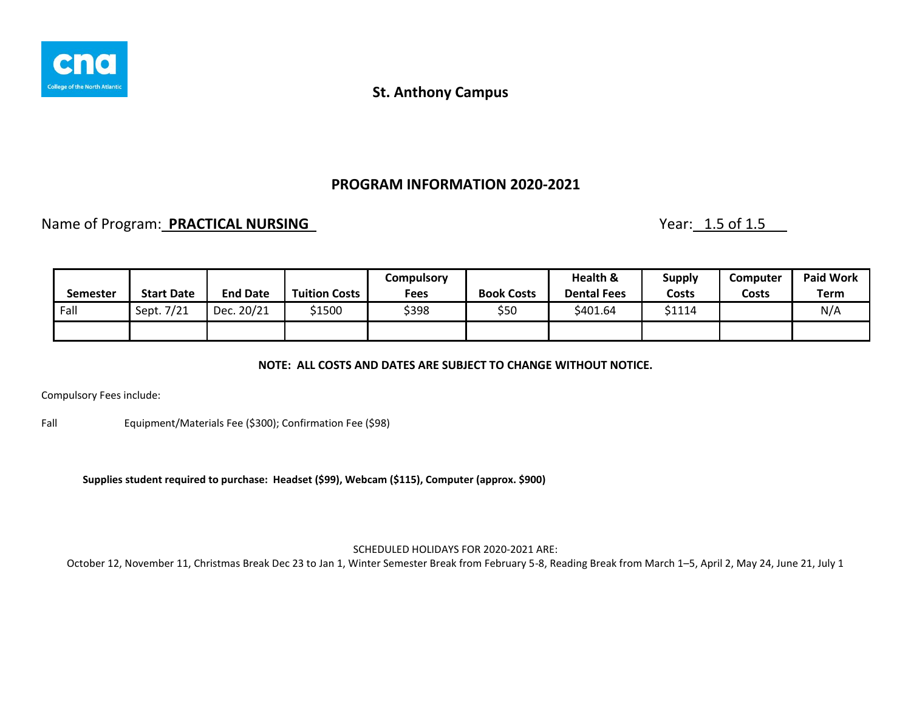**St. Anthony Campus**

## PROGRAM INFORMATION 2020-2021

Name of Program: **PRACTICAL NURSING** Year: 1.5 of 1.5

| Semester | Start Date | End Date | Tuition Costs | Compulsory Fees | Book Costs | Health & Dental Fees | Supply Costs | Computer Costs | Paid Work Term |
|---|---|---|---|---|---|---|---|---|---|
| Fall | Sept. 7/21 | Dec. 20/21 | $1500 | $398 | $50 | $401.64 | $1114 | | N/A |
| | | | | | | | | | |

**NOTE: ALL COSTS AND DATES ARE SUBJECT TO CHANGE WITHOUT NOTICE.**

Compulsory Fees include:

Fall Equipment/Materials Fee ($300); Confirmation Fee ($98)

**Supplies student required to purchase: Headset ($99), Webcam ($115), Computer (approx. $900)**

SCHEDULED HOLIDAYS FOR 2020-2021 ARE:

October 12, November 11, Christmas Break Dec 23 to Jan 1, Winter Semester Break from February 5-8, Reading Break from March 1–5, April 2, May 24, June 21, July 1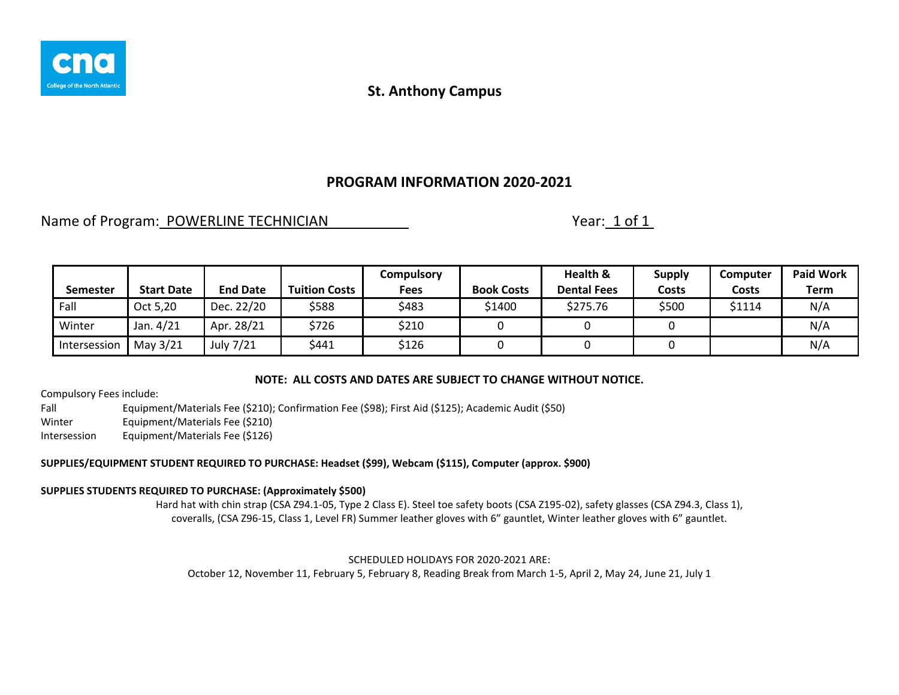**St. Anthony Campus**

## PROGRAM INFORMATION 2020-2021

Name of Program: POWERLINE TECHNICIAN  Year: 1 of 1

| Semester | Start Date | End Date | Tuition Costs | Compulsory Fees | Book Costs | Health & Dental Fees | Supply Costs | Computer Costs | Paid Work Term |
|---|---|---|---|---|---|---|---|---|---|
| Fall | Oct 5,20 | Dec. 22/20 | $588 | $483 | $1400 | $275.76 | $500 | $1114 | N/A |
| Winter | Jan. 4/21 | Apr. 28/21 | $726 | $210 | 0 | 0 | 0 | | N/A |
| Intersession | May 3/21 | July 7/21 | $441 | $126 | 0 | 0 | 0 | | N/A |

**NOTE: ALL COSTS AND DATES ARE SUBJECT TO CHANGE WITHOUT NOTICE.**

Compulsory Fees include:

Fall  Equipment/Materials Fee ($210); Confirmation Fee ($98); First Aid ($125); Academic Audit ($50)

Winter  Equipment/Materials Fee ($210)

Intersession  Equipment/Materials Fee ($126)

**SUPPLIES/EQUIPMENT STUDENT REQUIRED TO PURCHASE: Headset ($99), Webcam ($115), Computer (approx. $900)**

**SUPPLIES STUDENTS REQUIRED TO PURCHASE: (Approximately $500)**

Hard hat with chin strap (CSA Z94.1-05, Type 2 Class E). Steel toe safety boots (CSA Z195-02), safety glasses (CSA Z94.3, Class 1), coveralls, (CSA Z96-15, Class 1, Level FR) Summer leather gloves with 6" gauntlet, Winter leather gloves with 6" gauntlet.

SCHEDULED HOLIDAYS FOR 2020-2021 ARE:

October 12, November 11, February 5, February 8, Reading Break from March 1-5, April 2, May 24, June 21, July 1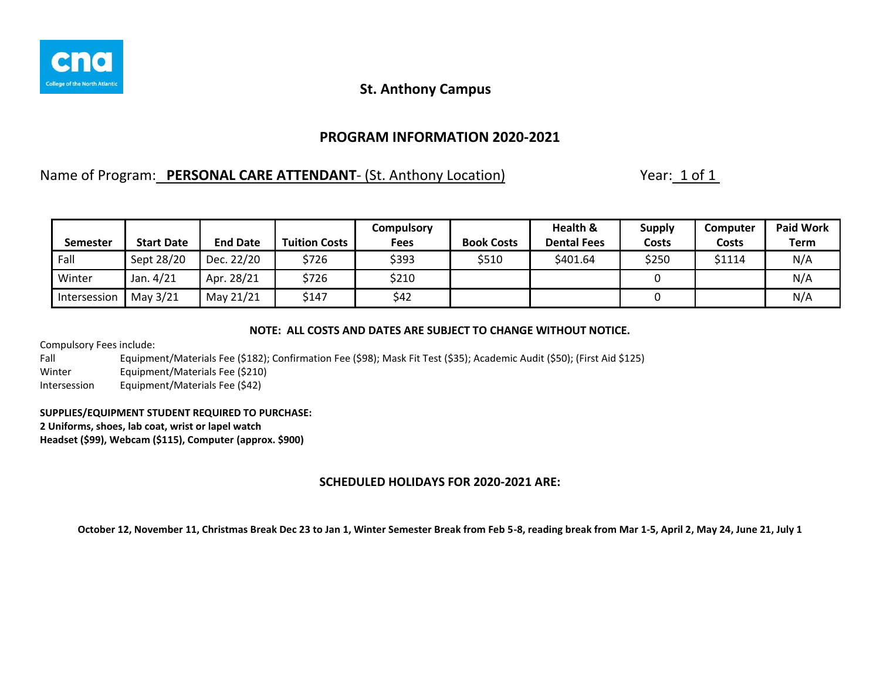## St. Anthony Campus

## PROGRAM INFORMATION 2020-2021

Name of Program: **PERSONAL CARE ATTENDANT**- (St. Anthony Location) Year: 1 of 1

| Semester | Start Date | End Date | Tuition Costs | Compulsory Fees | Book Costs | Health & Dental Fees | Supply Costs | Computer Costs | Paid Work Term |
|---|---|---|---|---|---|---|---|---|---|
| Fall | Sept 28/20 | Dec. 22/20 | $726 | $393 | $510 | $401.64 | $250 | $1114 | N/A |
| Winter | Jan. 4/21 | Apr. 28/21 | $726 | $210 | | | 0 | | N/A |
| Intersession | May 3/21 | May 21/21 | $147 | $42 | | | 0 | | N/A |

**NOTE: ALL COSTS AND DATES ARE SUBJECT TO CHANGE WITHOUT NOTICE.**

Compulsory Fees include:

Fall Equipment/Materials Fee ($182); Confirmation Fee ($98); Mask Fit Test ($35); Academic Audit ($50); (First Aid $125)

Winter Equipment/Materials Fee ($210)

Intersession Equipment/Materials Fee ($42)

**SUPPLIES/EQUIPMENT STUDENT REQUIRED TO PURCHASE:**
**2 Uniforms, shoes, lab coat, wrist or lapel watch**
**Headset ($99), Webcam ($115), Computer (approx. $900)**

**SCHEDULED HOLIDAYS FOR 2020-2021 ARE:**

**October 12, November 11, Christmas Break Dec 23 to Jan 1, Winter Semester Break from Feb 5-8, reading break from Mar 1-5, April 2, May 24, June 21, July 1**